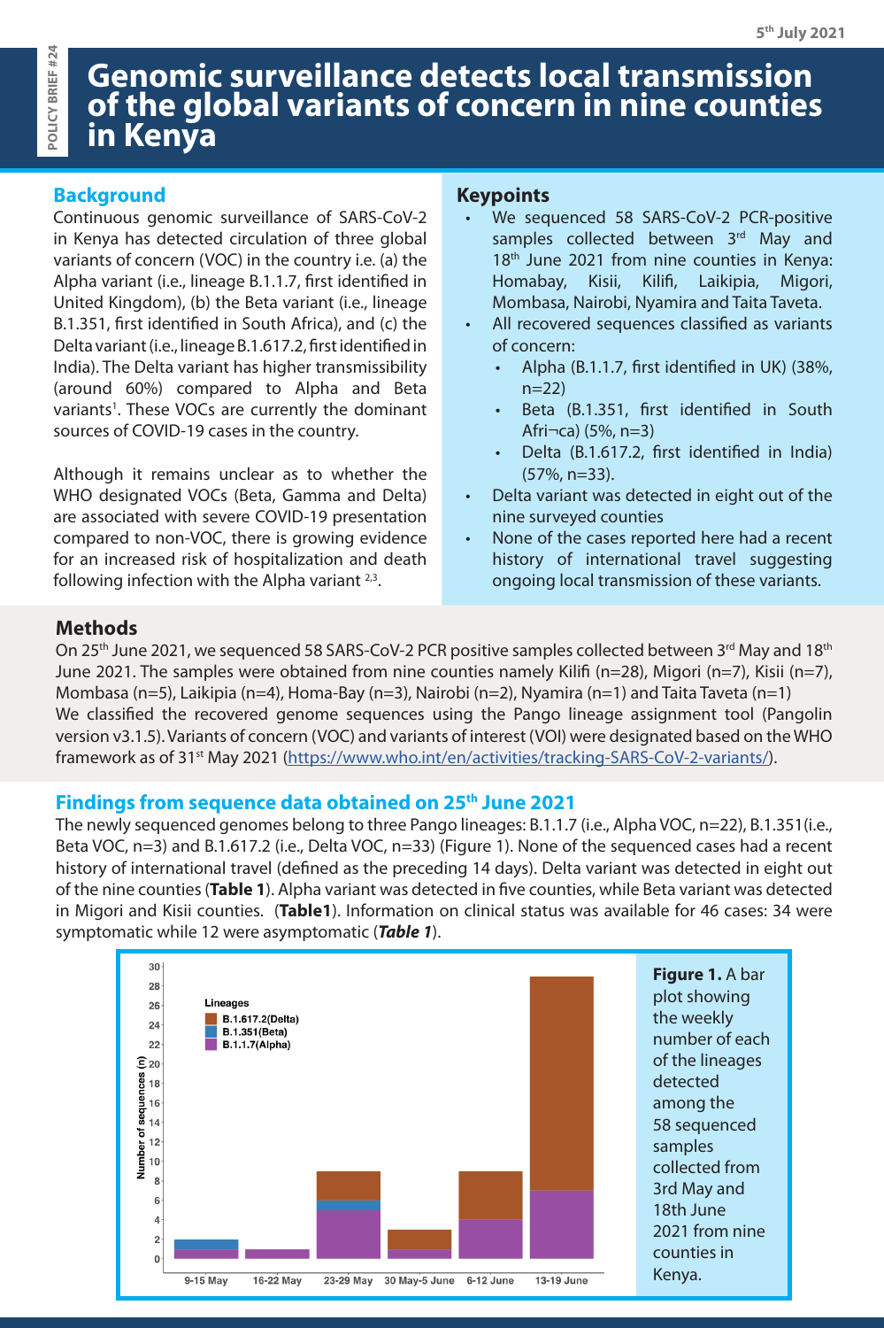5th July 2021

POLICY BRIEF #24

# Genomic surveillance detects local transmission of the global variants of concern in nine counties in Kenya

## Background

Continuous genomic surveillance of SARS-CoV-2 in Kenya has detected circulation of three global variants of concern (VOC) in the country i.e. (a) the Alpha variant (i.e., lineage B.1.1.7, first identified in United Kingdom), (b) the Beta variant (i.e., lineage B.1.351, first identified in South Africa), and (c) the Delta variant (i.e., lineage B.1.617.2, first identified in India). The Delta variant has higher transmissibility (around 60%) compared to Alpha and Beta variants[1]. These VOCs are currently the dominant sources of COVID-19 cases in the country.

Although it remains unclear as to whether the WHO designated VOCs (Beta, Gamma and Delta) are associated with severe COVID-19 presentation compared to non-VOC, there is growing evidence for an increased risk of hospitalization and death following infection with the Alpha variant [2,3].

## Keypoints

- We sequenced 58 SARS-CoV-2 PCR-positive samples collected between 3rd May and 18th June 2021 from nine counties in Kenya: Homabay, Kisii, Kilifi, Laikipia, Migori, Mombasa, Nairobi, Nyamira and Taita Taveta.
- All recovered sequences classified as variants of concern:
  - Alpha (B.1.1.7, first identified in UK) (38%, n=22)
  - Beta (B.1.351, first identified in South Afri¬ca) (5%, n=3)
  - Delta (B.1.617.2, first identified in India) (57%, n=33).
- Delta variant was detected in eight out of the nine surveyed counties
- None of the cases reported here had a recent history of international travel suggesting ongoing local transmission of these variants.

## Methods

On 25th June 2021, we sequenced 58 SARS-CoV-2 PCR positive samples collected between 3rd May and 18th June 2021. The samples were obtained from nine counties namely Kilifi (n=28), Migori (n=7), Kisii (n=7), Mombasa (n=5), Laikipia (n=4), Homa-Bay (n=3), Nairobi (n=2), Nyamira (n=1) and Taita Taveta (n=1)
We classified the recovered genome sequences using the Pango lineage assignment tool (Pangolin version v3.1.5). Variants of concern (VOC) and variants of interest (VOI) were designated based on the WHO framework as of 31st May 2021 (https://www.who.int/en/activities/tracking-SARS-CoV-2-variants/).

## Findings from sequence data obtained on 25th June 2021

The newly sequenced genomes belong to three Pango lineages: B.1.1.7 (i.e., Alpha VOC, n=22), B.1.351(i.e., Beta VOC, n=3) and B.1.617.2 (i.e., Delta VOC, n=33) (Figure 1). None of the sequenced cases had a recent history of international travel (defined as the preceding 14 days). Delta variant was detected in eight out of the nine counties (**Table 1**). Alpha variant was detected in five counties, while Beta variant was detected in Migori and Kisii counties. (**Table1**). Information on clinical status was available for 46 cases: 34 were symptomatic while 12 were asymptomatic (***Table 1***).

**Figure 1.** A bar plot showing the weekly number of each of the lineages detected among the 58 sequenced samples collected from 3rd May and 18th June 2021 from nine counties in Kenya.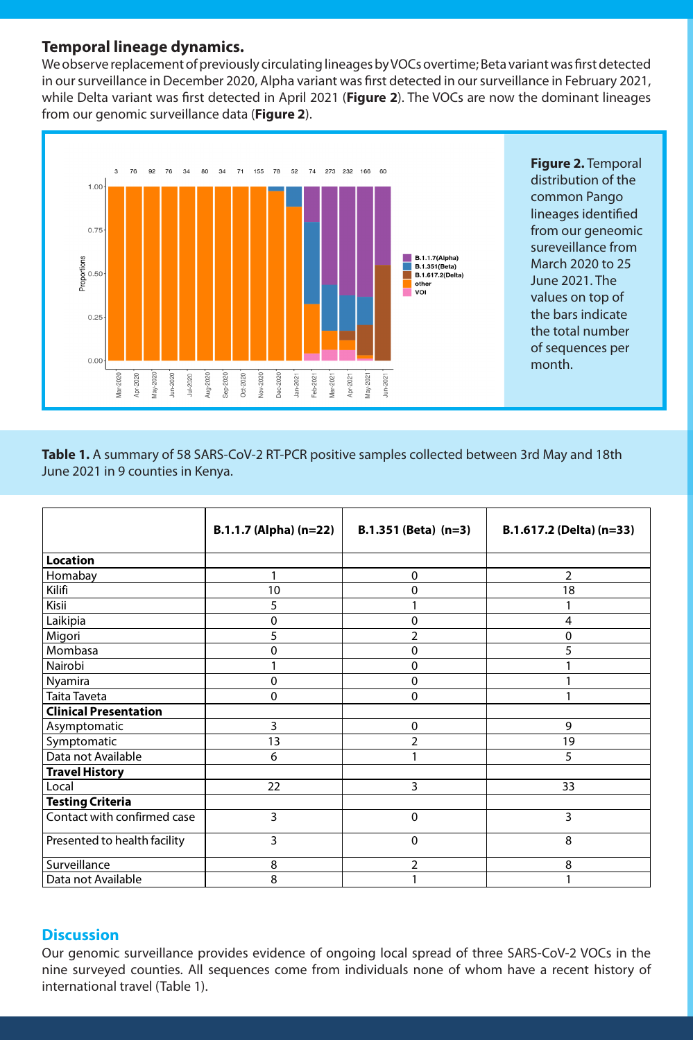### Temporal lineage dynamics.

We observe replacement of previously circulating lineages by VOCs overtime; Beta variant was first detected in our surveillance in December 2020, Alpha variant was first detected in our surveillance in February 2021, while Delta variant was first detected in April 2021 (**Figure 2**). The VOCs are now the dominant lineages from our genomic surveillance data (**Figure 2**).

**Figure 2.** Temporal distribution of the common Pango lineages identified from our geneomic sureveillance from March 2020 to 25 June 2021. The values on top of the bars indicate the total number of sequences per month.

**Table 1.** A summary of 58 SARS-CoV-2 RT-PCR positive samples collected between 3rd May and 18th June 2021 in 9 counties in Kenya.

| | B.1.1.7 (Alpha) (n=22) | B.1.351 (Beta) (n=3) | B.1.617.2 (Delta) (n=33) |
|---|---|---|---|
| **Location** | | | |
| Homabay | 1 | 0 | 2 |
| Kilifi | 10 | 0 | 18 |
| Kisii | 5 | 1 | 1 |
| Laikipia | 0 | 0 | 4 |
| Migori | 5 | 2 | 0 |
| Mombasa | 0 | 0 | 5 |
| Nairobi | 1 | 0 | 1 |
| Nyamira | 0 | 0 | 1 |
| Taita Taveta | 0 | 0 | 1 |
| **Clinical Presentation** | | | |
| Asymptomatic | 3 | 0 | 9 |
| Symptomatic | 13 | 2 | 19 |
| Data not Available | 6 | 1 | 5 |
| **Travel History** | | | |
| Local | 22 | 3 | 33 |
| **Testing Criteria** | | | |
| Contact with confirmed case | 3 | 0 | 3 |
| Presented to health facility | 3 | 0 | 8 |
| Surveillance | 8 | 2 | 8 |
| Data not Available | 8 | 1 | 1 |

## Discussion

Our genomic surveillance provides evidence of ongoing local spread of three SARS-CoV-2 VOCs in the nine surveyed counties. All sequences come from individuals none of whom have a recent history of international travel (Table 1).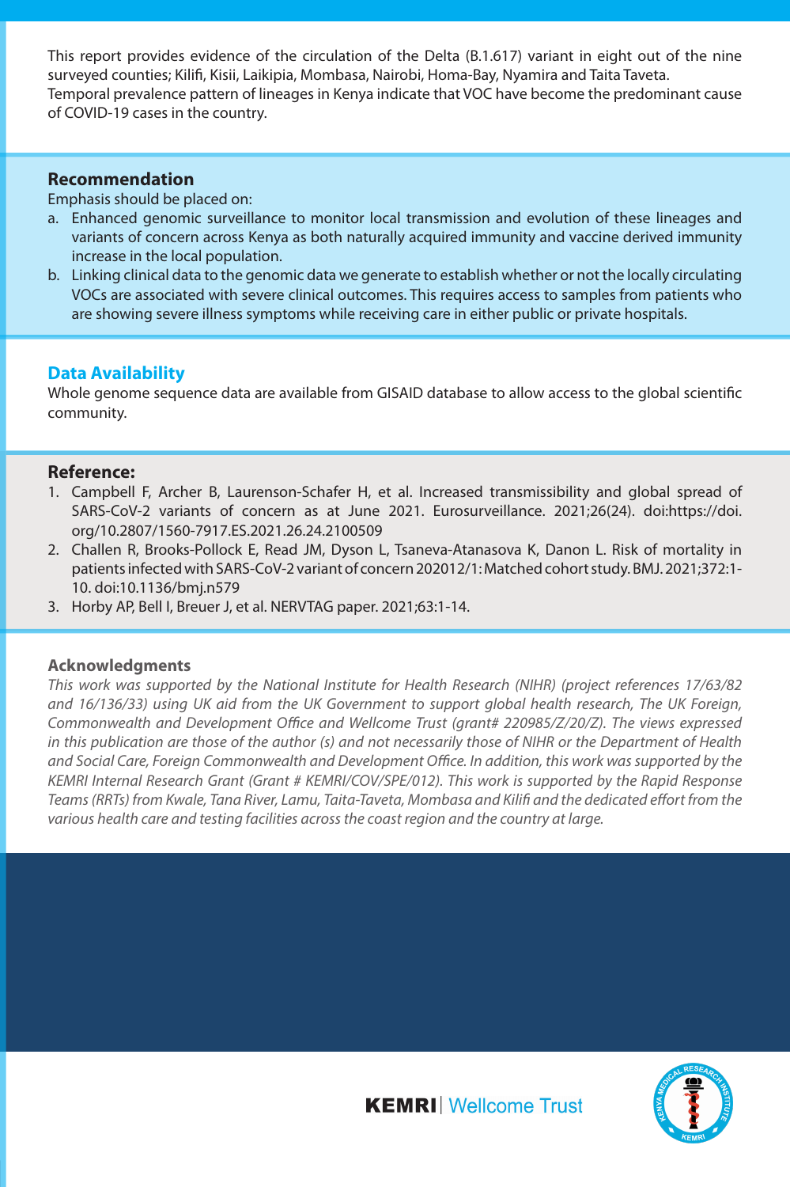This report provides evidence of the circulation of the Delta (B.1.617) variant in eight out of the nine surveyed counties; Kilifi, Kisii, Laikipia, Mombasa, Nairobi, Homa-Bay, Nyamira and Taita Taveta.
Temporal prevalence pattern of lineages in Kenya indicate that VOC have become the predominant cause of COVID-19 cases in the country.

## Recommendation

Emphasis should be placed on:

a. Enhanced genomic surveillance to monitor local transmission and evolution of these lineages and variants of concern across Kenya as both naturally acquired immunity and vaccine derived immunity increase in the local population.
b. Linking clinical data to the genomic data we generate to establish whether or not the locally circulating VOCs are associated with severe clinical outcomes. This requires access to samples from patients who are showing severe illness symptoms while receiving care in either public or private hospitals.

## Data Availability

Whole genome sequence data are available from GISAID database to allow access to the global scientific community.

## Reference:

1. Campbell F, Archer B, Laurenson-Schafer H, et al. Increased transmissibility and global spread of SARS-CoV-2 variants of concern as at June 2021. Eurosurveillance. 2021;26(24). doi:https://doi.org/10.2807/1560-7917.ES.2021.26.24.2100509
2. Challen R, Brooks-Pollock E, Read JM, Dyson L, Tsaneva-Atanasova K, Danon L. Risk of mortality in patients infected with SARS-CoV-2 variant of concern 202012/1: Matched cohort study. BMJ. 2021;372:1-10. doi:10.1136/bmj.n579
3. Horby AP, Bell I, Breuer J, et al. NERVTAG paper. 2021;63:1-14.

### Acknowledgments

*This work was supported by the National Institute for Health Research (NIHR) (project references 17/63/82 and 16/136/33) using UK aid from the UK Government to support global health research, The UK Foreign, Commonwealth and Development Office and Wellcome Trust (grant# 220985/Z/20/Z). The views expressed in this publication are those of the author (s) and not necessarily those of NIHR or the Department of Health and Social Care, Foreign Commonwealth and Development Office. In addition, this work was supported by the KEMRI Internal Research Grant (Grant # KEMRI/COV/SPE/012). This work is supported by the Rapid Response Teams (RRTs) from Kwale, Tana River, Lamu, Taita-Taveta, Mombasa and Kilifi and the dedicated effort from the various health care and testing facilities across the coast region and the country at large.*

**KEMRI** | Wellcome Trust